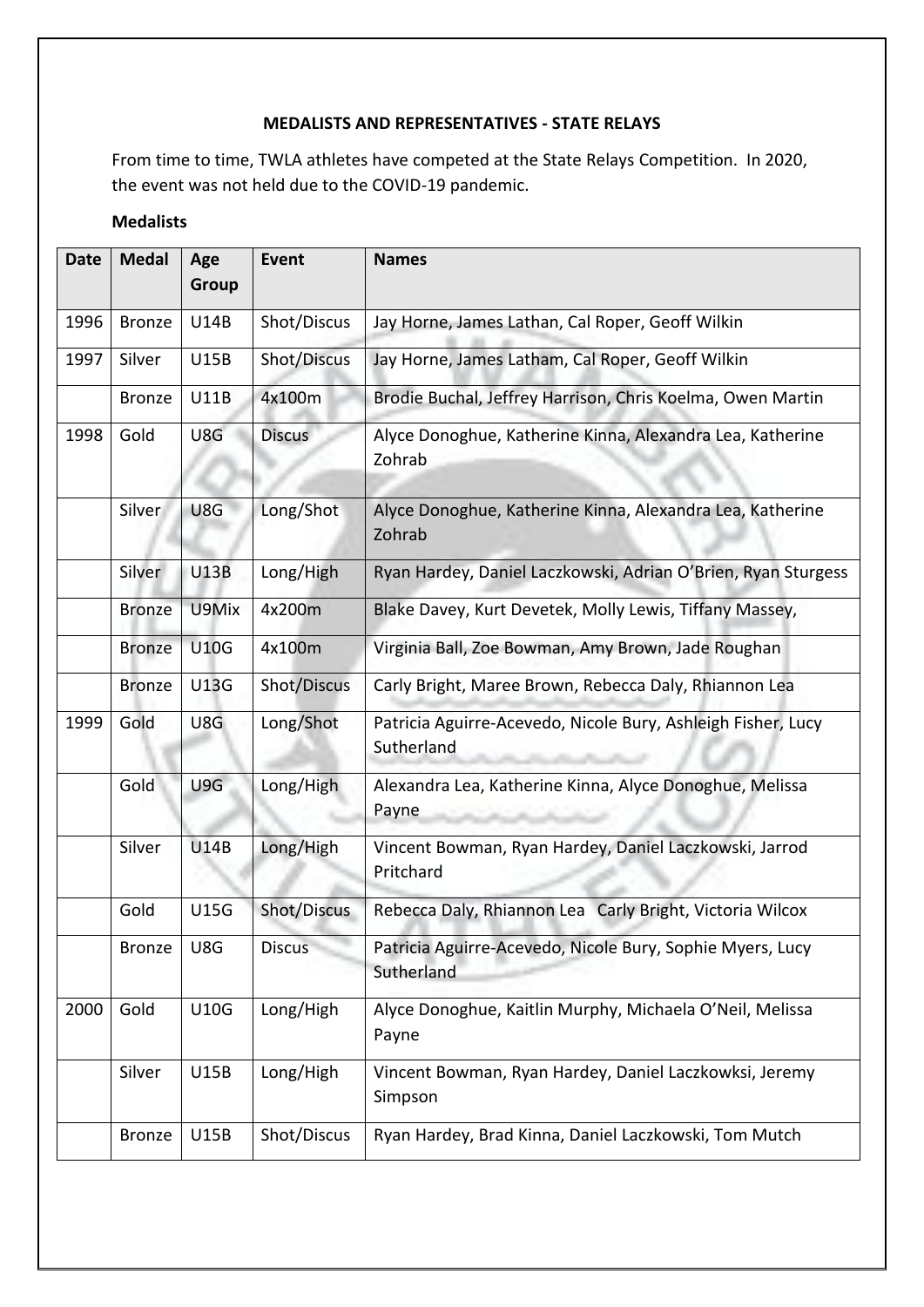**MEDALISTS AND REPRESENTATIVES - STATE RELAYS**

From time to time, TWLA athletes have competed at the State Relays Competition. In 2020, the event was not held due to the COVID-19 pandemic.

**Medalists**

| Date | Medal | Age Group | Event | Names |
|---|---|---|---|---|
| 1996 | Bronze | U14B | Shot/Discus | Jay Horne, James Lathan, Cal Roper, Geoff Wilkin |
| 1997 | Silver | U15B | Shot/Discus | Jay Horne, James Latham, Cal Roper, Geoff Wilkin |
| | Bronze | U11B | 4x100m | Brodie Buchal, Jeffrey Harrison, Chris Koelma, Owen Martin |
| 1998 | Gold | U8G | Discus | Alyce Donoghue, Katherine Kinna, Alexandra Lea, Katherine Zohrab |
| | Silver | U8G | Long/Shot | Alyce Donoghue, Katherine Kinna, Alexandra Lea, Katherine Zohrab |
| | Silver | U13B | Long/High | Ryan Hardey, Daniel Laczkowski, Adrian O'Brien, Ryan Sturgess |
| | Bronze | U9Mix | 4x200m | Blake Davey, Kurt Devetek, Molly Lewis, Tiffany Massey, |
| | Bronze | U10G | 4x100m | Virginia Ball, Zoe Bowman, Amy Brown, Jade Roughan |
| | Bronze | U13G | Shot/Discus | Carly Bright, Maree Brown, Rebecca Daly, Rhiannon Lea |
| 1999 | Gold | U8G | Long/Shot | Patricia Aguirre-Acevedo, Nicole Bury, Ashleigh Fisher, Lucy Sutherland |
| | Gold | U9G | Long/High | Alexandra Lea, Katherine Kinna, Alyce Donoghue, Melissa Payne |
| | Silver | U14B | Long/High | Vincent Bowman, Ryan Hardey, Daniel Laczkowski, Jarrod Pritchard |
| | Gold | U15G | Shot/Discus | Rebecca Daly, Rhiannon Lea Carly Bright, Victoria Wilcox |
| | Bronze | U8G | Discus | Patricia Aguirre-Acevedo, Nicole Bury, Sophie Myers, Lucy Sutherland |
| 2000 | Gold | U10G | Long/High | Alyce Donoghue, Kaitlin Murphy, Michaela O'Neil, Melissa Payne |
| | Silver | U15B | Long/High | Vincent Bowman, Ryan Hardey, Daniel Laczkowksi, Jeremy Simpson |
| | Bronze | U15B | Shot/Discus | Ryan Hardey, Brad Kinna, Daniel Laczkowski, Tom Mutch |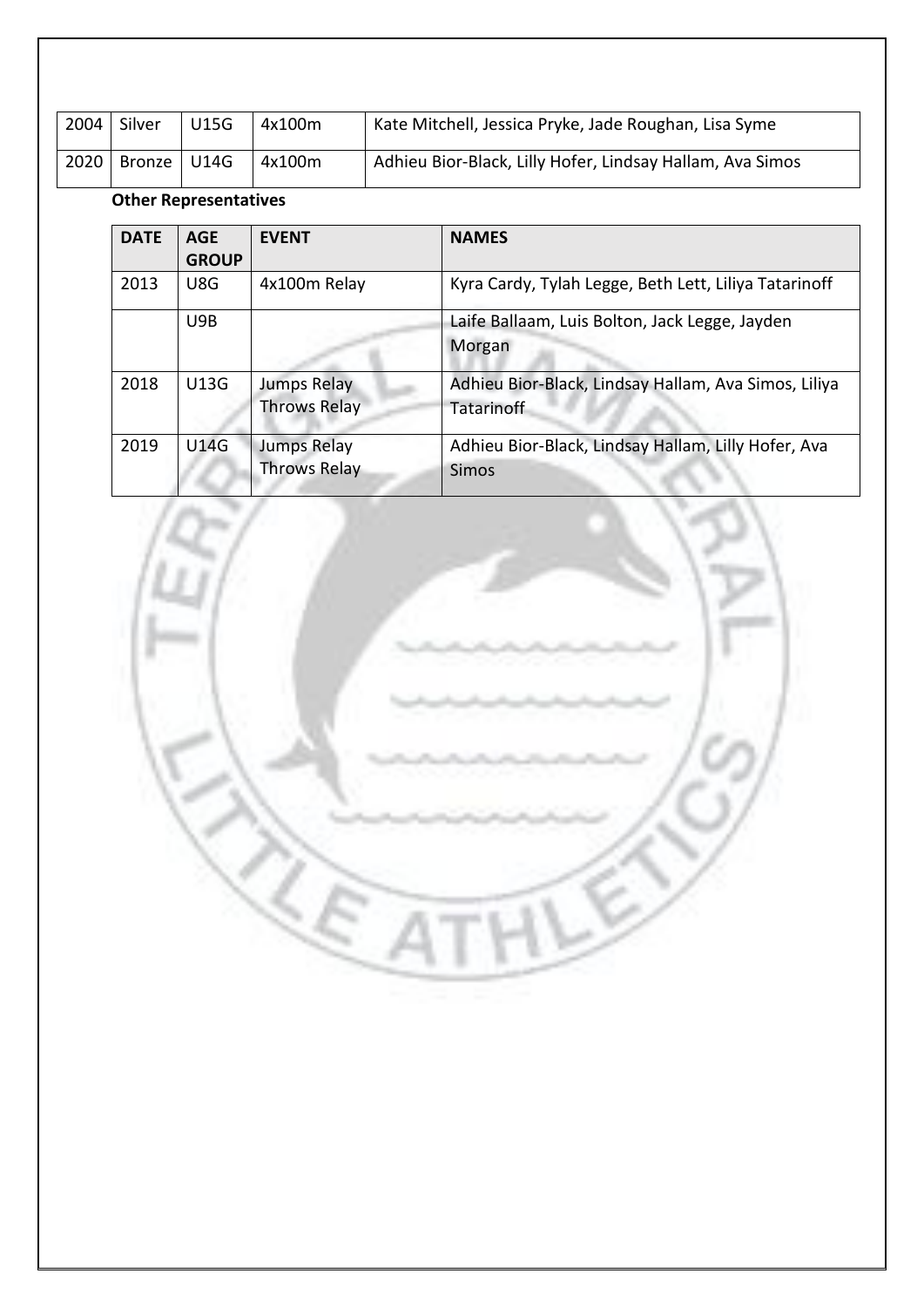| | | | | |
|---|---|---|---|---|
| 2004 | Silver | U15G | 4x100m | Kate Mitchell, Jessica Pryke, Jade Roughan, Lisa Syme |
| 2020 | Bronze | U14G | 4x100m | Adhieu Bior-Black, Lilly Hofer, Lindsay Hallam, Ava Simos |

**Other Representatives**

| DATE | AGE GROUP | EVENT | NAMES |
|---|---|---|---|
| 2013 | U8G | 4x100m Relay | Kyra Cardy, Tylah Legge, Beth Lett, Liliya Tatarinoff |
| | U9B | | Laife Ballaam, Luis Bolton, Jack Legge, Jayden Morgan |
| 2018 | U13G | Jumps Relay<br>Throws Relay | Adhieu Bior-Black, Lindsay Hallam, Ava Simos, Liliya Tatarinoff |
| 2019 | U14G | Jumps Relay<br>Throws Relay | Adhieu Bior-Black, Lindsay Hallam, Lilly Hofer, Ava Simos |